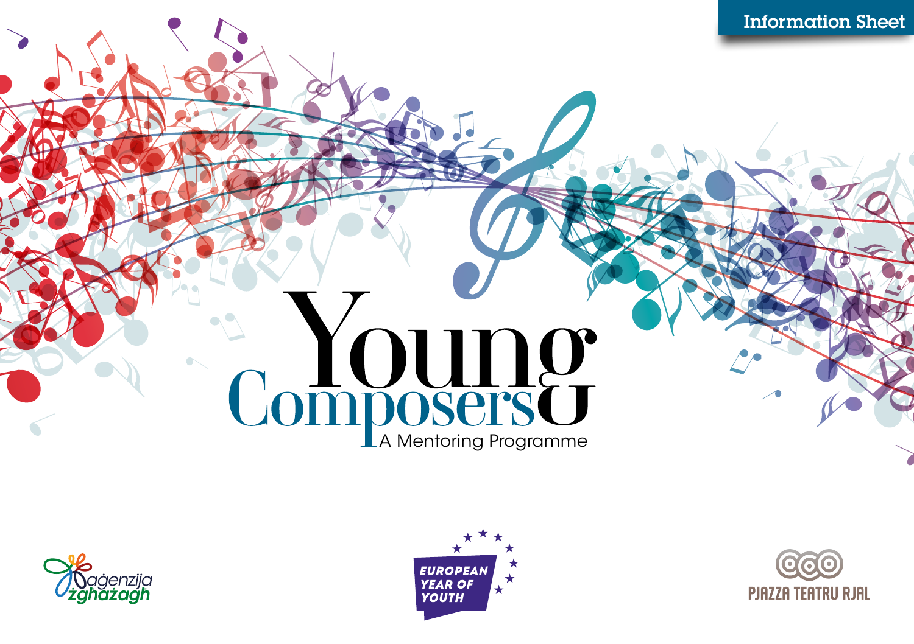Information Sheet

# Young Composers

## A Mentoring Programme

aġenzija żgħażagħ

EUROPEAN YEAR OF YOUTH

PJAZZA TEATRU RJAL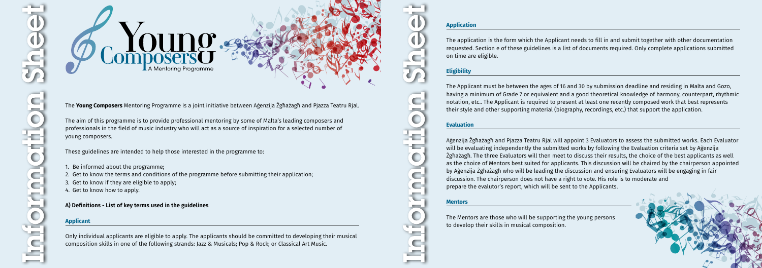# Young Composers

A Mentoring Programme

The **Young Composers** Mentoring Programme is a joint initiative between Aġenzija Żgħażagħ and Pjazza Teatru Rjal.

The aim of this programme is to provide professional mentoring by some of Malta's leading composers and professionals in the field of music industry who will act as a source of inspiration for a selected number of young composers.

These guidelines are intended to help those interested in the programme to:

1. Be informed about the programme;
2. Get to know the terms and conditions of the programme before submitting their application;
3. Get to know if they are eligible to apply;
4. Get to know how to apply.

**A) Definitions - List of key terms used in the guidelines**

### Applicant

Only individual applicants are eligible to apply. The applicants should be committed to developing their musical composition skills in one of the following strands: Jazz & Musicals; Pop & Rock; or Classical Art Music.

### Application

The application is the form which the Applicant needs to fill in and submit together with other documentation requested. Section e of these guidelines is a list of documents required. Only complete applications submitted on time are eligible.

### Eligibility

The Applicant must be between the ages of 16 and 30 by submission deadline and residing in Malta and Gozo, having a minimum of Grade 7 or equivalent and a good theoretical knowledge of harmony, counterpart, rhythmic notation, etc.. The Applicant is required to present at least one recently composed work that best represents their style and other supporting material (biography, recordings, etc.) that support the application.

### Evaluation

Aġenzija Żgħażagħ and Pjazza Teatru Rjal will appoint 3 Evaluators to assess the submitted works. Each Evaluator will be evaluating independently the submitted works by following the Evaluation criteria set by Aġenzija Żgħażagħ. The three Evaluators will then meet to discuss their results, the choice of the best applicants as well as the choice of Mentors best suited for applicants. This discussion will be chaired by the chairperson appointed by Aġenzija Żgħażagħ who will be leading the discussion and ensuring Evaluators will be engaging in fair discussion. The chairperson does not have a right to vote. His role is to moderate and prepare the evalutor's report, which will be sent to the Applicants.

### Mentors

The Mentors are those who will be supporting the young persons to develop their skills in musical composition.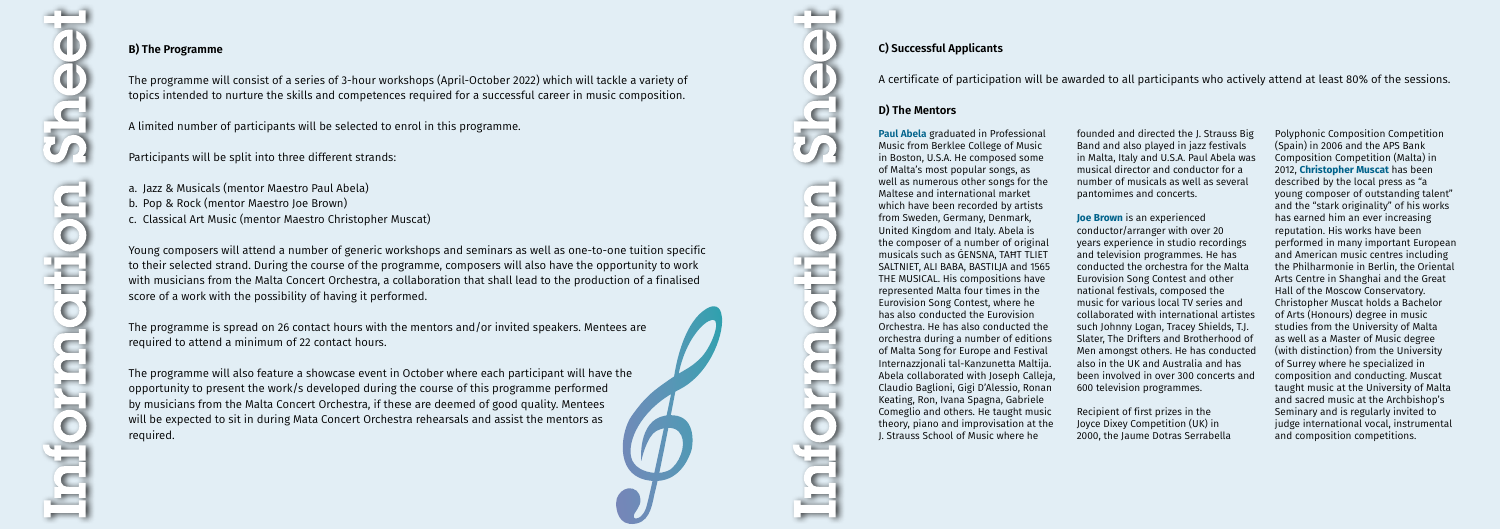## B) The Programme

The programme will consist of a series of 3-hour workshops (April-October 2022) which will tackle a variety of topics intended to nurture the skills and competences required for a successful career in music composition.

A limited number of participants will be selected to enrol in this programme.

Participants will be split into three different strands:

a. Jazz & Musicals (mentor Maestro Paul Abela)
b. Pop & Rock (mentor Maestro Joe Brown)
c. Classical Art Music (mentor Maestro Christopher Muscat)

Young composers will attend a number of generic workshops and seminars as well as one-to-one tuition specific to their selected strand. During the course of the programme, composers will also have the opportunity to work with musicians from the Malta Concert Orchestra, a collaboration that shall lead to the production of a finalised score of a work with the possibility of having it performed.

The programme is spread on 26 contact hours with the mentors and/or invited speakers. Mentees are required to attend a minimum of 22 contact hours.

The programme will also feature a showcase event in October where each participant will have the opportunity to present the work/s developed during the course of this programme performed by musicians from the Malta Concert Orchestra, if these are deemed of good quality. Mentees will be expected to sit in during Mata Concert Orchestra rehearsals and assist the mentors as required.

## C) Successful Applicants

A certificate of participation will be awarded to all participants who actively attend at least 80% of the sessions.

## D) The Mentors

**Paul Abela** graduated in Professional Music from Berklee College of Music in Boston, U.S.A. He composed some of Malta's most popular songs, as well as numerous other songs for the Maltese and international market which have been recorded by artists from Sweden, Germany, Denmark, United Kingdom and Italy. Abela is the composer of a number of original musicals such as ĠENSNA, TAĦT TLIET SALTNIET, ALI BABA, BASTILJA and 1565 THE MUSICAL. His compositions have represented Malta four times in the Eurovision Song Contest, where he has also conducted the Eurovision Orchestra. He has also conducted the orchestra during a number of editions of Malta Song for Europe and Festival Internazzjonali tal-Kanzunetta Maltija. Abela collaborated with Joseph Calleja, Claudio Baglioni, Gigi D'Alessio, Ronan Keating, Ron, Ivana Spagna, Gabriele Comeglio and others. He taught music theory, piano and improvisation at the J. Strauss School of Music where he founded and directed the J. Strauss Big Band and also played in jazz festivals in Malta, Italy and U.S.A. Paul Abela was musical director and conductor for a number of musicals as well as several pantomimes and concerts.

**Joe Brown** is an experienced conductor/arranger with over 20 years experience in studio recordings and television programmes. He has conducted the orchestra for the Malta Eurovision Song Contest and other national festivals, composed the music for various local TV series and collaborated with international artistes such Johnny Logan, Tracey Shields, T.J. Slater, The Drifters and Brotherhood of Men amongst others. He has conducted also in the UK and Australia and has been involved in over 300 concerts and 600 television programmes.

Recipient of first prizes in the Joyce Dixey Competition (UK) in 2000, the Jaume Dotras Serrabella Polyphonic Composition Competition (Spain) in 2006 and the APS Bank Composition Competition (Malta) in 2012, **Christopher Muscat** has been described by the local press as "a young composer of outstanding talent" and the "stark originality" of his works has earned him an ever increasing reputation. His works have been performed in many important European and American music centres including the Philharmonie in Berlin, the Oriental Arts Centre in Shanghai and the Great Hall of the Moscow Conservatory. Christopher Muscat holds a Bachelor of Arts (Honours) degree in music studies from the University of Malta as well as a Master of Music degree (with distinction) from the University of Surrey where he specialized in composition and conducting. Muscat taught music at the University of Malta and sacred music at the Archbishop's Seminary and is regularly invited to judge international vocal, instrumental and composition competitions.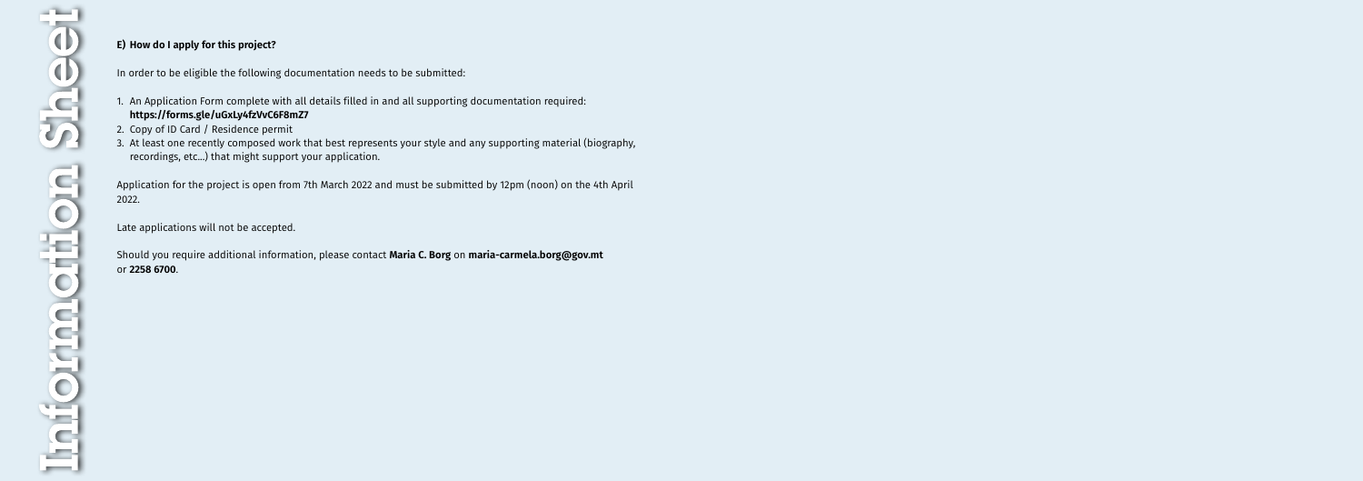**E) How do I apply for this project?**

In order to be eligible the following documentation needs to be submitted:

1. An Application Form complete with all details filled in and all supporting documentation required: **https://forms.gle/uGxLy4fzVvC6F8mZ7**
2. Copy of ID Card / Residence permit
3. At least one recently composed work that best represents your style and any supporting material (biography, recordings, etc...) that might support your application.

Application for the project is open from 7th March 2022 and must be submitted by 12pm (noon) on the 4th April 2022.

Late applications will not be accepted.

Should you require additional information, please contact **Maria C. Borg** on **maria-carmela.borg@gov.mt** or **2258 6700**.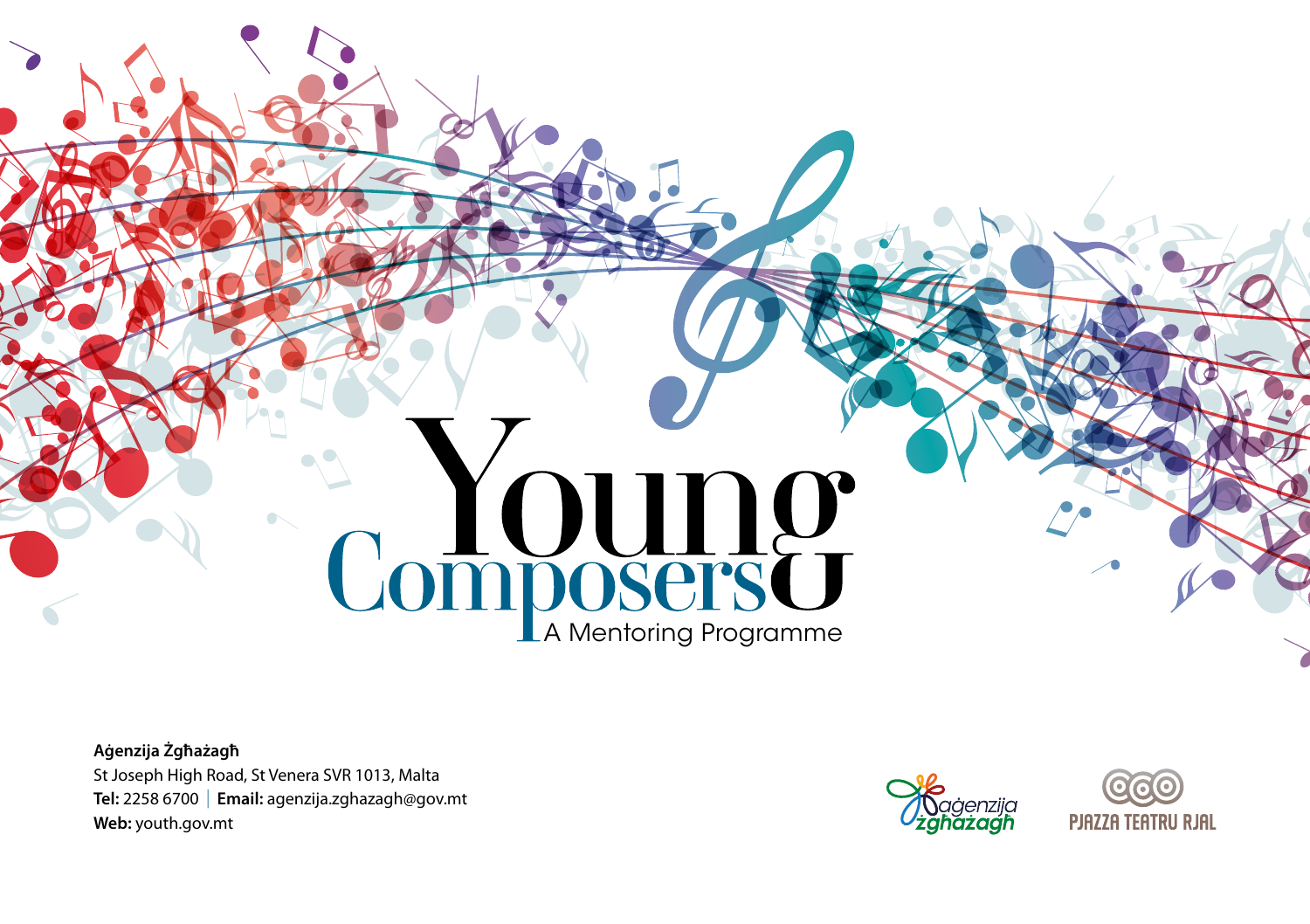# Young Composers

A Mentoring Programme

**Aġenzija Żgħażagħ**
St Joseph High Road, St Venera SVR 1013, Malta
**Tel:** 2258 6700 | **Email:** agenzija.zghazagh@gov.mt
**Web:** youth.gov.mt

aġenzija żgħażagħ

PJAZZA TEATRU RJAL